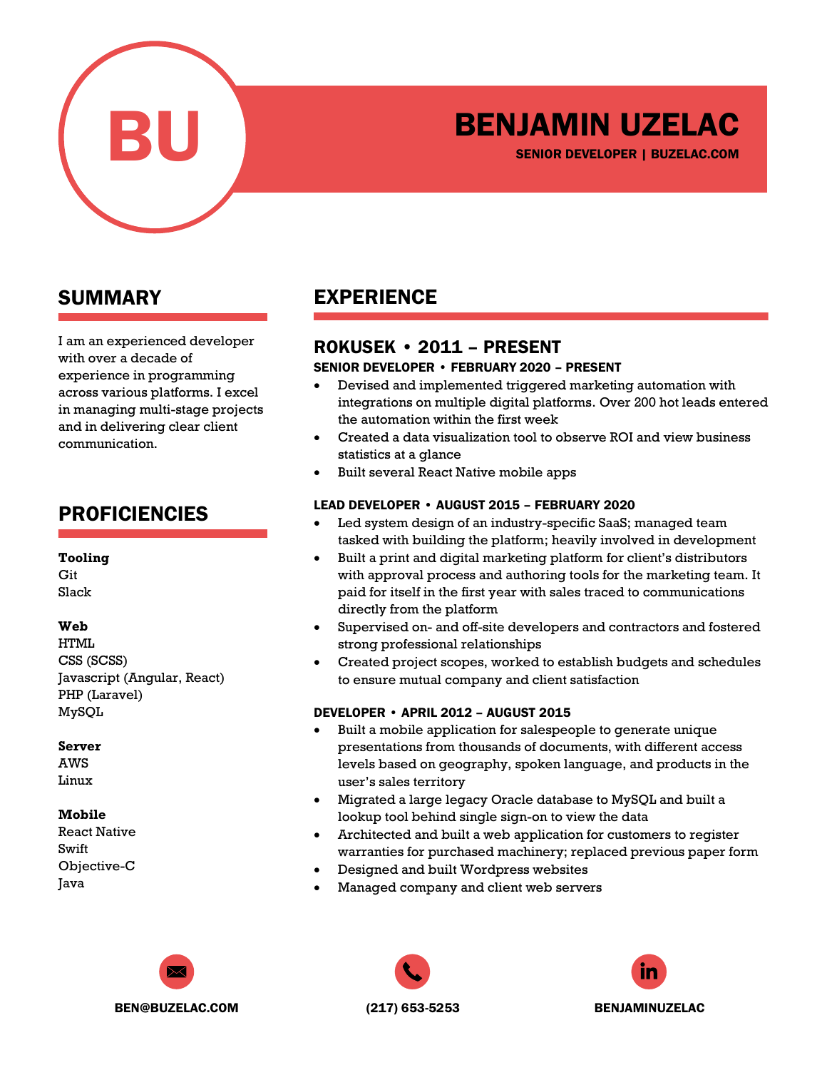BU

# BENJAMIN UZELAC

**SENIOR DEVELOPER | BUZELAC.COM**

## SUMMARY

I am an experienced developer with over a decade of experience in programming across various platforms. I excel in managing multi-stage projects and in delivering clear client communication.

## PROFICIENCIES

**Tooling**
Git
Slack

**Web**
HTML
CSS (SCSS)
Javascript (Angular, React)
PHP (Laravel)
MySQL

**Server**
AWS
Linux

**Mobile**
React Native
Swift
Objective-C
Java

## EXPERIENCE

### ROKUSEK • 2011 – PRESENT

**SENIOR DEVELOPER • FEBRUARY 2020 – PRESENT**

- Devised and implemented triggered marketing automation with integrations on multiple digital platforms. Over 200 hot leads entered the automation within the first week
- Created a data visualization tool to observe ROI and view business statistics at a glance
- Built several React Native mobile apps

**LEAD DEVELOPER • AUGUST 2015 – FEBRUARY 2020**

- Led system design of an industry-specific SaaS; managed team tasked with building the platform; heavily involved in development
- Built a print and digital marketing platform for client's distributors with approval process and authoring tools for the marketing team. It paid for itself in the first year with sales traced to communications directly from the platform
- Supervised on- and off-site developers and contractors and fostered strong professional relationships
- Created project scopes, worked to establish budgets and schedules to ensure mutual company and client satisfaction

**DEVELOPER • APRIL 2012 – AUGUST 2015**

- Built a mobile application for salespeople to generate unique presentations from thousands of documents, with different access levels based on geography, spoken language, and products in the user's sales territory
- Migrated a large legacy Oracle database to MySQL and built a lookup tool behind single sign-on to view the data
- Architected and built a web application for customers to register warranties for purchased machinery; replaced previous paper form
- Designed and built Wordpress websites
- Managed company and client web servers

**BEN@BUZELAC.COM** | **(217) 653-5253** | **BENJAMINUZELAC**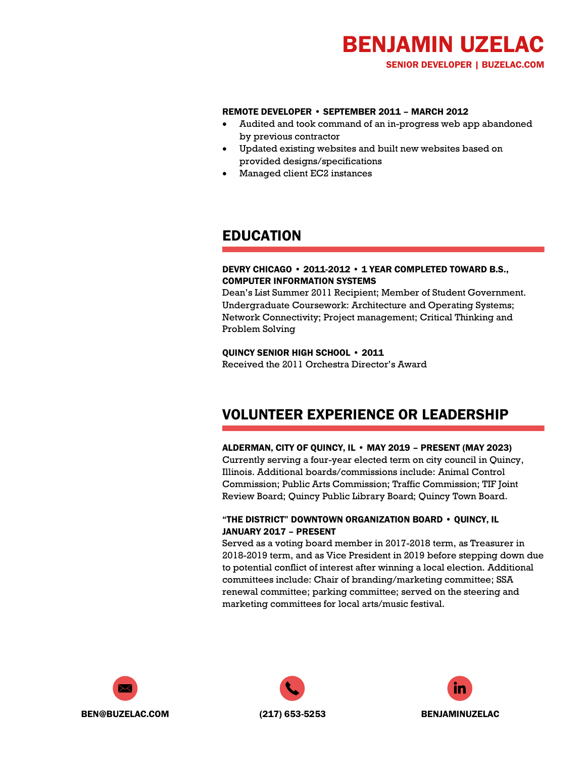# BENJAMIN UZELAC

SENIOR DEVELOPER | BUZELAC.COM

**REMOTE DEVELOPER • SEPTEMBER 2011 – MARCH 2012**

- Audited and took command of an in-progress web app abandoned by previous contractor
- Updated existing websites and built new websites based on provided designs/specifications
- Managed client EC2 instances

## EDUCATION

**DEVRY CHICAGO • 2011-2012 • 1 YEAR COMPLETED TOWARD B.S., COMPUTER INFORMATION SYSTEMS**

Dean's List Summer 2011 Recipient; Member of Student Government. Undergraduate Coursework: Architecture and Operating Systems; Network Connectivity; Project management; Critical Thinking and Problem Solving

**QUINCY SENIOR HIGH SCHOOL • 2011**

Received the 2011 Orchestra Director's Award

## VOLUNTEER EXPERIENCE OR LEADERSHIP

**ALDERMAN, CITY OF QUINCY, IL • MAY 2019 – PRESENT (MAY 2023)**

Currently serving a four-year elected term on city council in Quincy, Illinois. Additional boards/commissions include: Animal Control Commission; Public Arts Commission; Traffic Commission; TIF Joint Review Board; Quincy Public Library Board; Quincy Town Board.

**"THE DISTRICT" DOWNTOWN ORGANIZATION BOARD • QUINCY, IL JANUARY 2017 – PRESENT**

Served as a voting board member in 2017-2018 term, as Treasurer in 2018-2019 term, and as Vice President in 2019 before stepping down due to potential conflict of interest after winning a local election. Additional committees include: Chair of branding/marketing committee; SSA renewal committee; parking committee; served on the steering and marketing committees for local arts/music festival.

BEN@BUZELAC.COM

(217) 653-5253

BENJAMINUZELAC